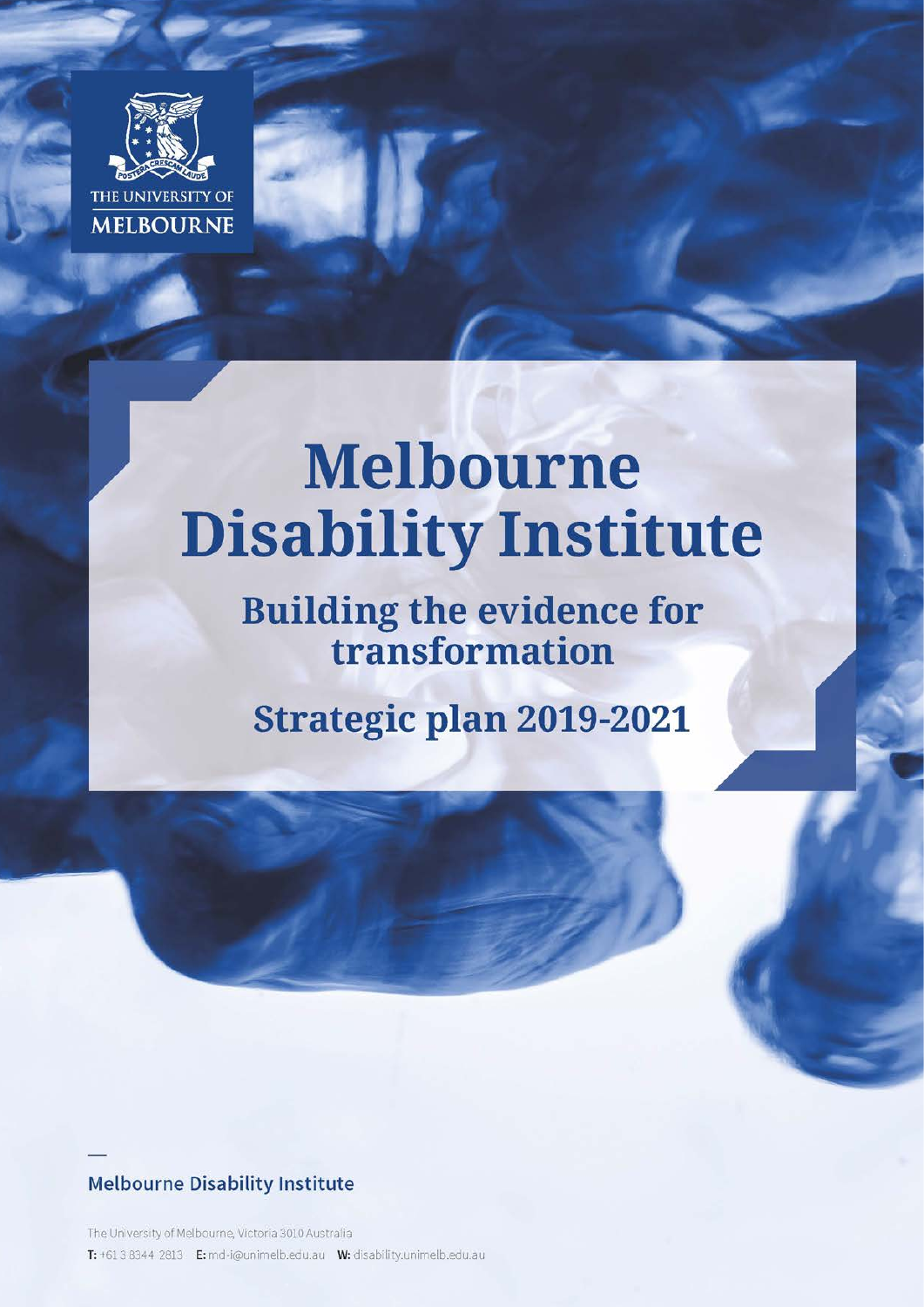THE UNIVERSITY OF MELBOURNE

# Melbourne Disability Institute

## Building the evidence for transformation

## Strategic plan 2019-2021

**Melbourne Disability Institute**

The University of Melbourne, Victoria 3010 Australia

**T:** +61 3 8344 2813 **E:** md-i@unimelb.edu.au **W:** disability.unimelb.edu.au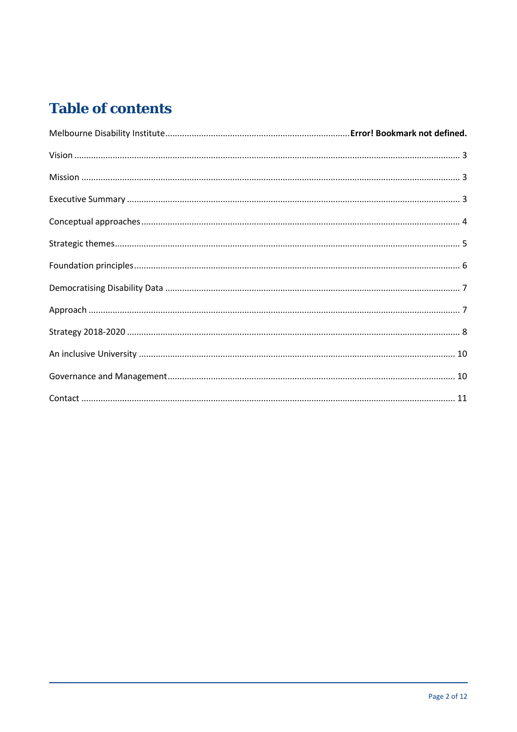# Table of contents

Melbourne Disability Institute........................................................................... **Error! Bookmark not defined.**

Vision ........................................................................................................................................... 3

Mission ......................................................................................................................................... 3

Executive Summary ...................................................................................................................... 3

Conceptual approaches ................................................................................................................. 4

Strategic themes............................................................................................................................ 5

Foundation principles.................................................................................................................... 6

Democratising Disability Data ....................................................................................................... 7

Approach ....................................................................................................................................... 7

Strategy 2018-2020 ....................................................................................................................... 8

An inclusive University ................................................................................................................ 10

Governance and Management.................................................................................................... 10

Contact ....................................................................................................................................... 11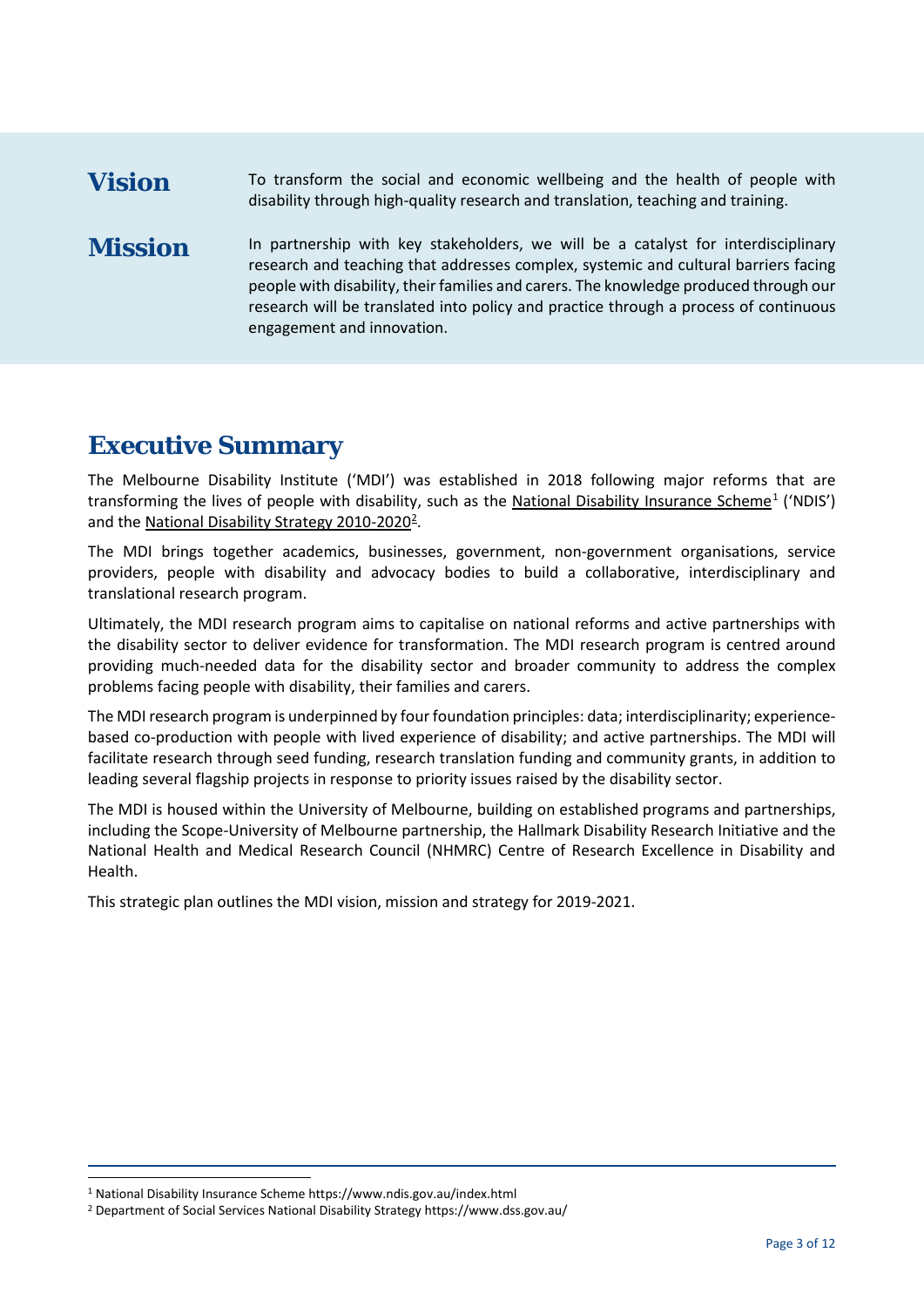## Vision

To transform the social and economic wellbeing and the health of people with disability through high-quality research and translation, teaching and training.

## Mission

In partnership with key stakeholders, we will be a catalyst for interdisciplinary research and teaching that addresses complex, systemic and cultural barriers facing people with disability, their families and carers. The knowledge produced through our research will be translated into policy and practice through a process of continuous engagement and innovation.

# Executive Summary

The Melbourne Disability Institute ('MDI') was established in 2018 following major reforms that are transforming the lives of people with disability, such as the National Disability Insurance Scheme[1] ('NDIS') and the National Disability Strategy 2010-2020[2].

The MDI brings together academics, businesses, government, non-government organisations, service providers, people with disability and advocacy bodies to build a collaborative, interdisciplinary and translational research program.

Ultimately, the MDI research program aims to capitalise on national reforms and active partnerships with the disability sector to deliver evidence for transformation. The MDI research program is centred around providing much-needed data for the disability sector and broader community to address the complex problems facing people with disability, their families and carers.

The MDI research program is underpinned by four foundation principles: data; interdisciplinarity; experience-based co-production with people with lived experience of disability; and active partnerships. The MDI will facilitate research through seed funding, research translation funding and community grants, in addition to leading several flagship projects in response to priority issues raised by the disability sector.

The MDI is housed within the University of Melbourne, building on established programs and partnerships, including the Scope-University of Melbourne partnership, the Hallmark Disability Research Initiative and the National Health and Medical Research Council (NHMRC) Centre of Research Excellence in Disability and Health.

This strategic plan outlines the MDI vision, mission and strategy for 2019-2021.

---

[1] National Disability Insurance Scheme https://www.ndis.gov.au/index.html

[2] Department of Social Services National Disability Strategy https://www.dss.gov.au/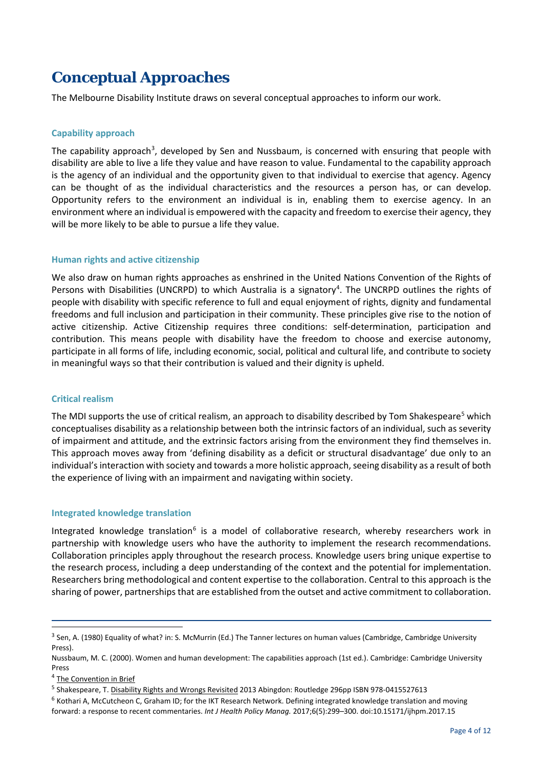# Conceptual Approaches

The Melbourne Disability Institute draws on several conceptual approaches to inform our work.

### Capability approach

The capability approach[3], developed by Sen and Nussbaum, is concerned with ensuring that people with disability are able to live a life they value and have reason to value. Fundamental to the capability approach is the agency of an individual and the opportunity given to that individual to exercise that agency. Agency can be thought of as the individual characteristics and the resources a person has, or can develop. Opportunity refers to the environment an individual is in, enabling them to exercise agency. In an environment where an individual is empowered with the capacity and freedom to exercise their agency, they will be more likely to be able to pursue a life they value.

### Human rights and active citizenship

We also draw on human rights approaches as enshrined in the United Nations Convention of the Rights of Persons with Disabilities (UNCRPD) to which Australia is a signatory[4]. The UNCRPD outlines the rights of people with disability with specific reference to full and equal enjoyment of rights, dignity and fundamental freedoms and full inclusion and participation in their community. These principles give rise to the notion of active citizenship. Active Citizenship requires three conditions: self-determination, participation and contribution. This means people with disability have the freedom to choose and exercise autonomy, participate in all forms of life, including economic, social, political and cultural life, and contribute to society in meaningful ways so that their contribution is valued and their dignity is upheld.

### Critical realism

The MDI supports the use of critical realism, an approach to disability described by Tom Shakespeare[5] which conceptualises disability as a relationship between both the intrinsic factors of an individual, such as severity of impairment and attitude, and the extrinsic factors arising from the environment they find themselves in. This approach moves away from 'defining disability as a deficit or structural disadvantage' due only to an individual's interaction with society and towards a more holistic approach, seeing disability as a result of both the experience of living with an impairment and navigating within society.

### Integrated knowledge translation

Integrated knowledge translation[6] is a model of collaborative research, whereby researchers work in partnership with knowledge users who have the authority to implement the research recommendations. Collaboration principles apply throughout the research process. Knowledge users bring unique expertise to the research process, including a deep understanding of the context and the potential for implementation. Researchers bring methodological and content expertise to the collaboration. Central to this approach is the sharing of power, partnerships that are established from the outset and active commitment to collaboration.

---

[3] Sen, A. (1980) Equality of what? in: S. McMurrin (Ed.) The Tanner lectures on human values (Cambridge, Cambridge University Press).

Nussbaum, M. C. (2000). Women and human development: The capabilities approach (1st ed.). Cambridge: Cambridge University Press

[4] The Convention in Brief

[5] Shakespeare, T. Disability Rights and Wrongs Revisited 2013 Abingdon: Routledge 296pp ISBN 978-0415527613

[6] Kothari A, McCutcheon C, Graham ID; for the IKT Research Network. Defining integrated knowledge translation and moving forward: a response to recent commentaries. *Int J Health Policy Manag.* 2017;6(5):299–300. doi:10.15171/ijhpm.2017.15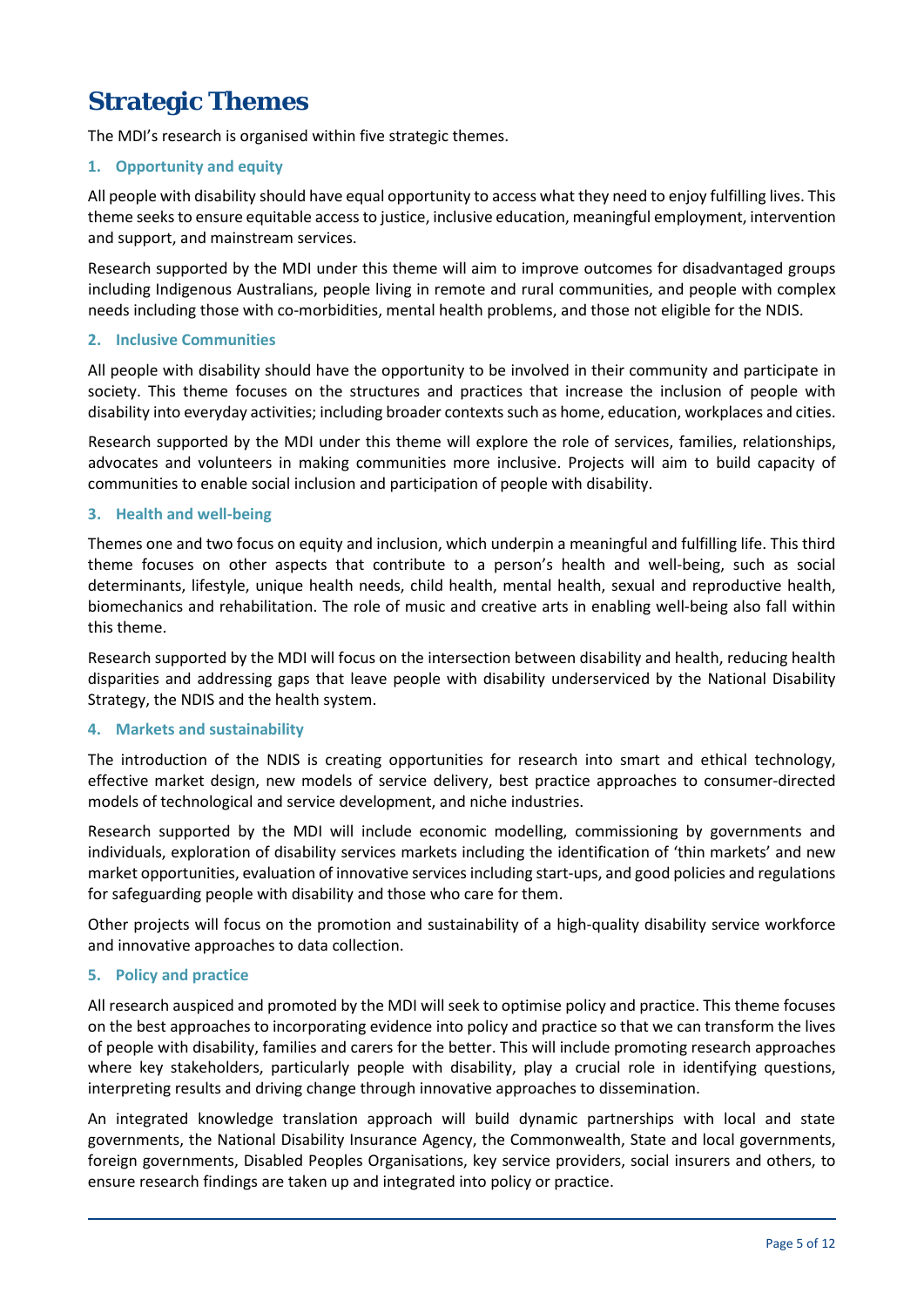# Strategic Themes

The MDI's research is organised within five strategic themes.

### 1. Opportunity and equity

All people with disability should have equal opportunity to access what they need to enjoy fulfilling lives. This theme seeks to ensure equitable access to justice, inclusive education, meaningful employment, intervention and support, and mainstream services.

Research supported by the MDI under this theme will aim to improve outcomes for disadvantaged groups including Indigenous Australians, people living in remote and rural communities, and people with complex needs including those with co-morbidities, mental health problems, and those not eligible for the NDIS.

### 2. Inclusive Communities

All people with disability should have the opportunity to be involved in their community and participate in society. This theme focuses on the structures and practices that increase the inclusion of people with disability into everyday activities; including broader contexts such as home, education, workplaces and cities.

Research supported by the MDI under this theme will explore the role of services, families, relationships, advocates and volunteers in making communities more inclusive. Projects will aim to build capacity of communities to enable social inclusion and participation of people with disability.

### 3. Health and well-being

Themes one and two focus on equity and inclusion, which underpin a meaningful and fulfilling life. This third theme focuses on other aspects that contribute to a person's health and well-being, such as social determinants, lifestyle, unique health needs, child health, mental health, sexual and reproductive health, biomechanics and rehabilitation. The role of music and creative arts in enabling well-being also fall within this theme.

Research supported by the MDI will focus on the intersection between disability and health, reducing health disparities and addressing gaps that leave people with disability underserviced by the National Disability Strategy, the NDIS and the health system.

### 4. Markets and sustainability

The introduction of the NDIS is creating opportunities for research into smart and ethical technology, effective market design, new models of service delivery, best practice approaches to consumer-directed models of technological and service development, and niche industries.

Research supported by the MDI will include economic modelling, commissioning by governments and individuals, exploration of disability services markets including the identification of 'thin markets' and new market opportunities, evaluation of innovative services including start-ups, and good policies and regulations for safeguarding people with disability and those who care for them.

Other projects will focus on the promotion and sustainability of a high-quality disability service workforce and innovative approaches to data collection.

### 5. Policy and practice

All research auspiced and promoted by the MDI will seek to optimise policy and practice. This theme focuses on the best approaches to incorporating evidence into policy and practice so that we can transform the lives of people with disability, families and carers for the better. This will include promoting research approaches where key stakeholders, particularly people with disability, play a crucial role in identifying questions, interpreting results and driving change through innovative approaches to dissemination.

An integrated knowledge translation approach will build dynamic partnerships with local and state governments, the National Disability Insurance Agency, the Commonwealth, State and local governments, foreign governments, Disabled Peoples Organisations, key service providers, social insurers and others, to ensure research findings are taken up and integrated into policy or practice.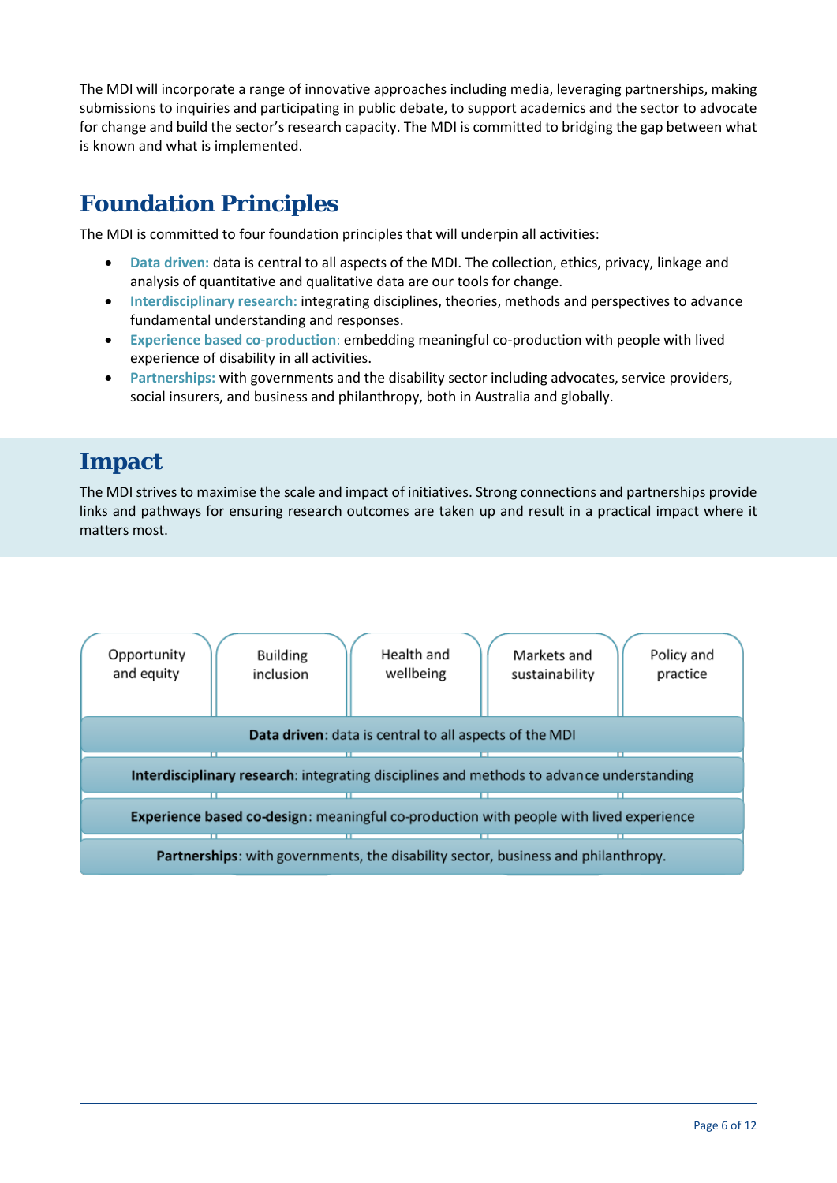The MDI will incorporate a range of innovative approaches including media, leveraging partnerships, making submissions to inquiries and participating in public debate, to support academics and the sector to advocate for change and build the sector's research capacity. The MDI is committed to bridging the gap between what is known and what is implemented.

## Foundation Principles

The MDI is committed to four foundation principles that will underpin all activities:

- **Data driven:** data is central to all aspects of the MDI. The collection, ethics, privacy, linkage and analysis of quantitative and qualitative data are our tools for change.
- **Interdisciplinary research:** integrating disciplines, theories, methods and perspectives to advance fundamental understanding and responses.
- **Experience based co-production**: embedding meaningful co-production with people with lived experience of disability in all activities.
- **Partnerships:** with governments and the disability sector including advocates, service providers, social insurers, and business and philanthropy, both in Australia and globally.

## Impact

The MDI strives to maximise the scale and impact of initiatives. Strong connections and partnerships provide links and pathways for ensuring research outcomes are taken up and result in a practical impact where it matters most.

| Opportunity and equity | Building inclusion | Health and wellbeing | Markets and sustainability | Policy and practice |
|---|---|---|---|---|
| **Data driven**: data is central to all aspects of the MDI | | | | |
| **Interdisciplinary research**: integrating disciplines and methods to advance understanding | | | | |
| **Experience based co-design**: meaningful co-production with people with lived experience | | | | |
| **Partnerships**: with governments, the disability sector, business and philanthropy. | | | | |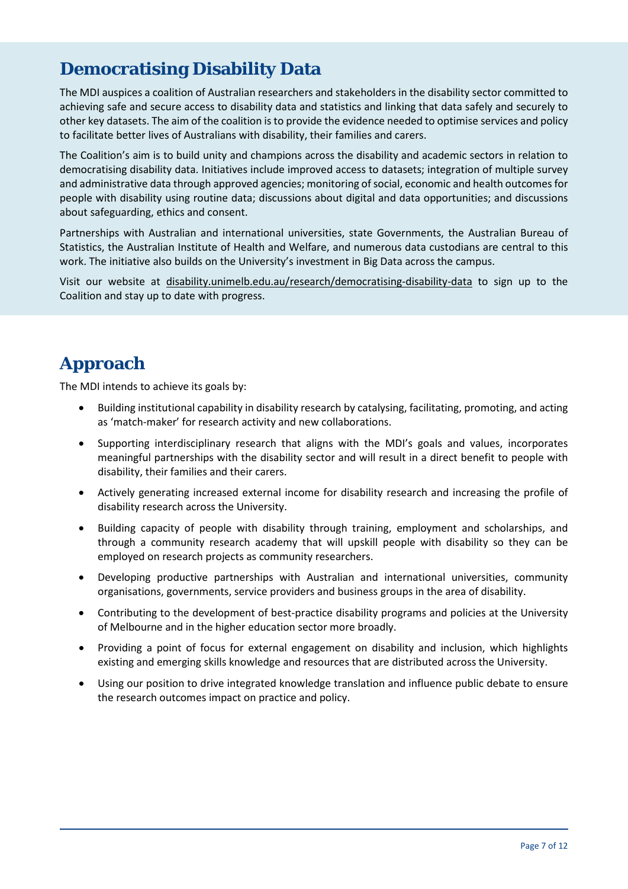## Democratising Disability Data

The MDI auspices a coalition of Australian researchers and stakeholders in the disability sector committed to achieving safe and secure access to disability data and statistics and linking that data safely and securely to other key datasets. The aim of the coalition is to provide the evidence needed to optimise services and policy to facilitate better lives of Australians with disability, their families and carers.

The Coalition's aim is to build unity and champions across the disability and academic sectors in relation to democratising disability data. Initiatives include improved access to datasets; integration of multiple survey and administrative data through approved agencies; monitoring of social, economic and health outcomes for people with disability using routine data; discussions about digital and data opportunities; and discussions about safeguarding, ethics and consent.

Partnerships with Australian and international universities, state Governments, the Australian Bureau of Statistics, the Australian Institute of Health and Welfare, and numerous data custodians are central to this work. The initiative also builds on the University's investment in Big Data across the campus.

Visit our website at disability.unimelb.edu.au/research/democratising-disability-data to sign up to the Coalition and stay up to date with progress.

## Approach

The MDI intends to achieve its goals by:

- Building institutional capability in disability research by catalysing, facilitating, promoting, and acting as 'match-maker' for research activity and new collaborations.
- Supporting interdisciplinary research that aligns with the MDI's goals and values, incorporates meaningful partnerships with the disability sector and will result in a direct benefit to people with disability, their families and their carers.
- Actively generating increased external income for disability research and increasing the profile of disability research across the University.
- Building capacity of people with disability through training, employment and scholarships, and through a community research academy that will upskill people with disability so they can be employed on research projects as community researchers.
- Developing productive partnerships with Australian and international universities, community organisations, governments, service providers and business groups in the area of disability.
- Contributing to the development of best-practice disability programs and policies at the University of Melbourne and in the higher education sector more broadly.
- Providing a point of focus for external engagement on disability and inclusion, which highlights existing and emerging skills knowledge and resources that are distributed across the University.
- Using our position to drive integrated knowledge translation and influence public debate to ensure the research outcomes impact on practice and policy.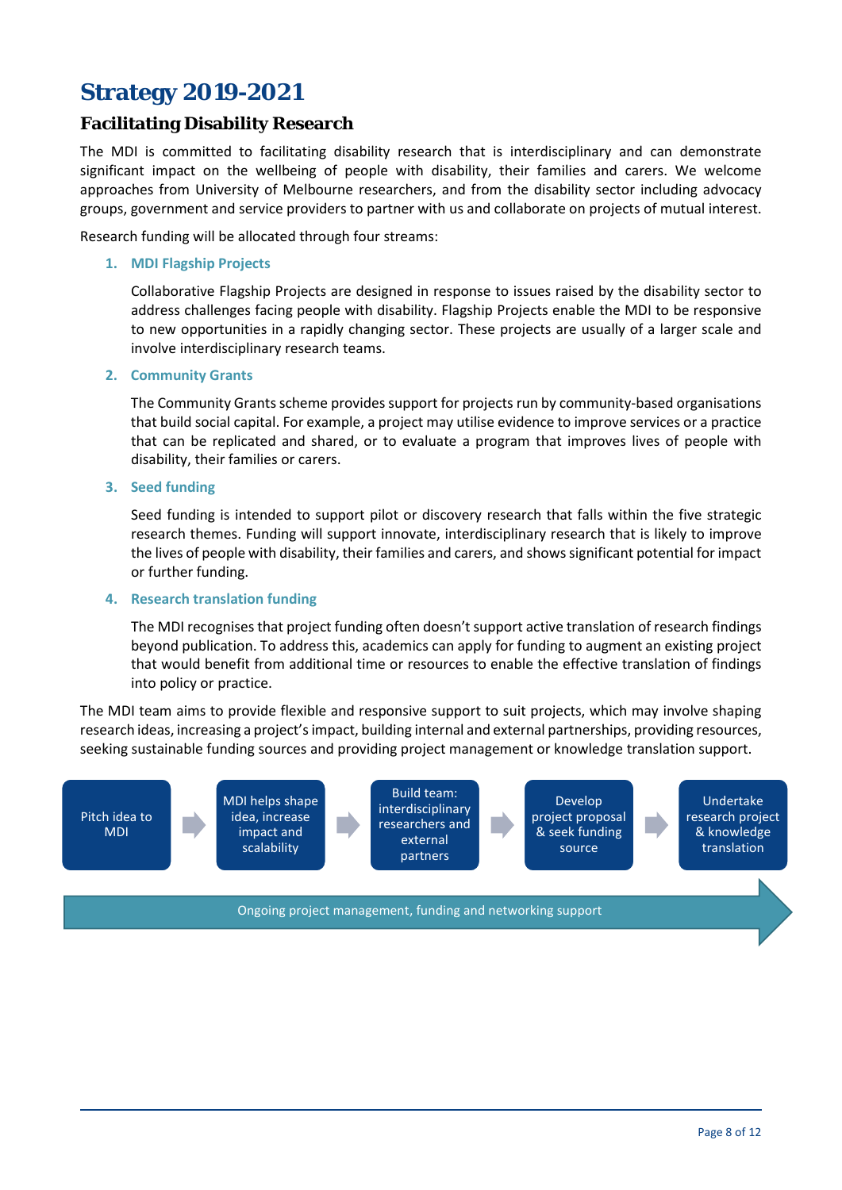# Strategy 2019-2021

## Facilitating Disability Research

The MDI is committed to facilitating disability research that is interdisciplinary and can demonstrate significant impact on the wellbeing of people with disability, their families and carers. We welcome approaches from University of Melbourne researchers, and from the disability sector including advocacy groups, government and service providers to partner with us and collaborate on projects of mutual interest.

Research funding will be allocated through four streams:

1. **MDI Flagship Projects**

   Collaborative Flagship Projects are designed in response to issues raised by the disability sector to address challenges facing people with disability. Flagship Projects enable the MDI to be responsive to new opportunities in a rapidly changing sector. These projects are usually of a larger scale and involve interdisciplinary research teams.

2. **Community Grants**

   The Community Grants scheme provides support for projects run by community-based organisations that build social capital. For example, a project may utilise evidence to improve services or a practice that can be replicated and shared, or to evaluate a program that improves lives of people with disability, their families or carers.

3. **Seed funding**

   Seed funding is intended to support pilot or discovery research that falls within the five strategic research themes. Funding will support innovate, interdisciplinary research that is likely to improve the lives of people with disability, their families and carers, and shows significant potential for impact or further funding.

4. **Research translation funding**

   The MDI recognises that project funding often doesn't support active translation of research findings beyond publication. To address this, academics can apply for funding to augment an existing project that would benefit from additional time or resources to enable the effective translation of findings into policy or practice.

The MDI team aims to provide flexible and responsive support to suit projects, which may involve shaping research ideas, increasing a project's impact, building internal and external partnerships, providing resources, seeking sustainable funding sources and providing project management or knowledge translation support.

Pitch idea to MDI → MDI helps shape idea, increase impact and scalability → Build team: interdisciplinary researchers and external partners → Develop project proposal & seek funding source → Undertake research project & knowledge translation

Ongoing project management, funding and networking support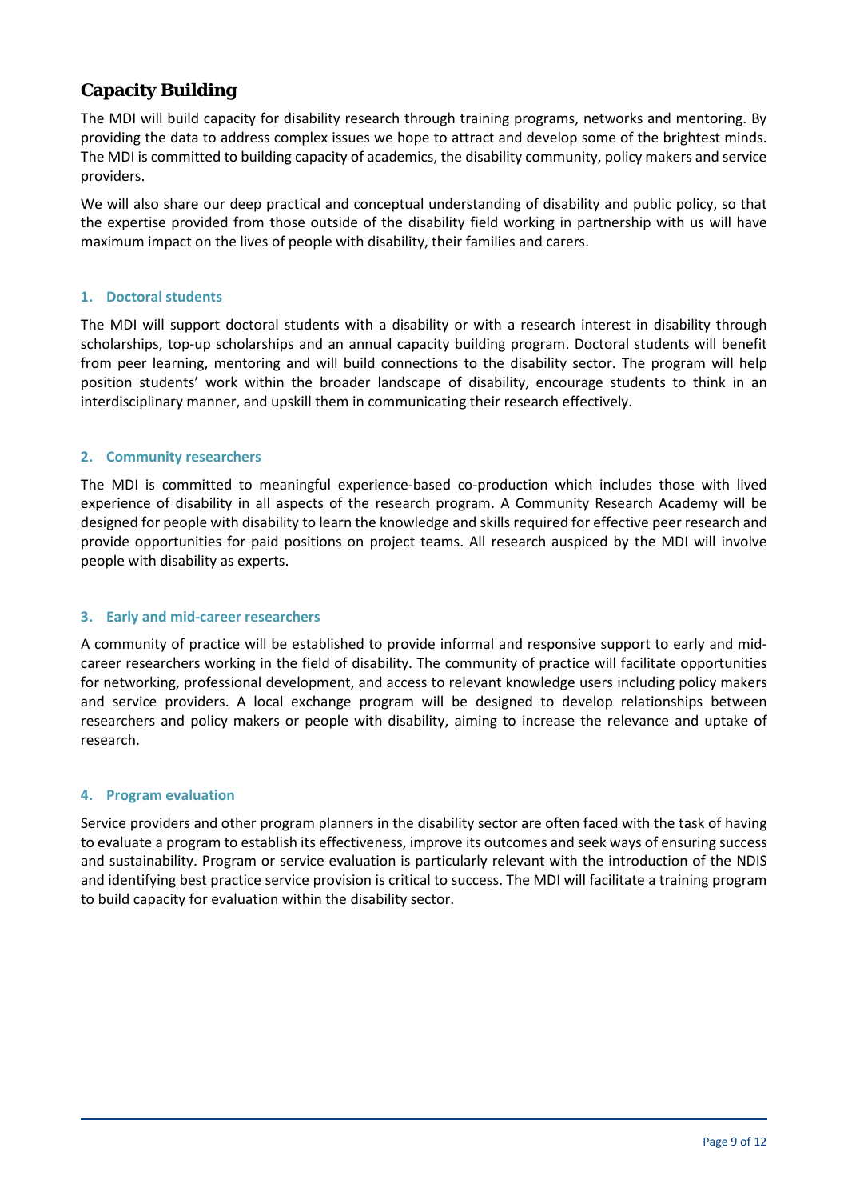## Capacity Building

The MDI will build capacity for disability research through training programs, networks and mentoring. By providing the data to address complex issues we hope to attract and develop some of the brightest minds. The MDI is committed to building capacity of academics, the disability community, policy makers and service providers.

We will also share our deep practical and conceptual understanding of disability and public policy, so that the expertise provided from those outside of the disability field working in partnership with us will have maximum impact on the lives of people with disability, their families and carers.

### 1. Doctoral students

The MDI will support doctoral students with a disability or with a research interest in disability through scholarships, top-up scholarships and an annual capacity building program. Doctoral students will benefit from peer learning, mentoring and will build connections to the disability sector. The program will help position students' work within the broader landscape of disability, encourage students to think in an interdisciplinary manner, and upskill them in communicating their research effectively.

### 2. Community researchers

The MDI is committed to meaningful experience-based co-production which includes those with lived experience of disability in all aspects of the research program. A Community Research Academy will be designed for people with disability to learn the knowledge and skills required for effective peer research and provide opportunities for paid positions on project teams. All research auspiced by the MDI will involve people with disability as experts.

### 3. Early and mid-career researchers

A community of practice will be established to provide informal and responsive support to early and mid-career researchers working in the field of disability. The community of practice will facilitate opportunities for networking, professional development, and access to relevant knowledge users including policy makers and service providers. A local exchange program will be designed to develop relationships between researchers and policy makers or people with disability, aiming to increase the relevance and uptake of research.

### 4. Program evaluation

Service providers and other program planners in the disability sector are often faced with the task of having to evaluate a program to establish its effectiveness, improve its outcomes and seek ways of ensuring success and sustainability. Program or service evaluation is particularly relevant with the introduction of the NDIS and identifying best practice service provision is critical to success. The MDI will facilitate a training program to build capacity for evaluation within the disability sector.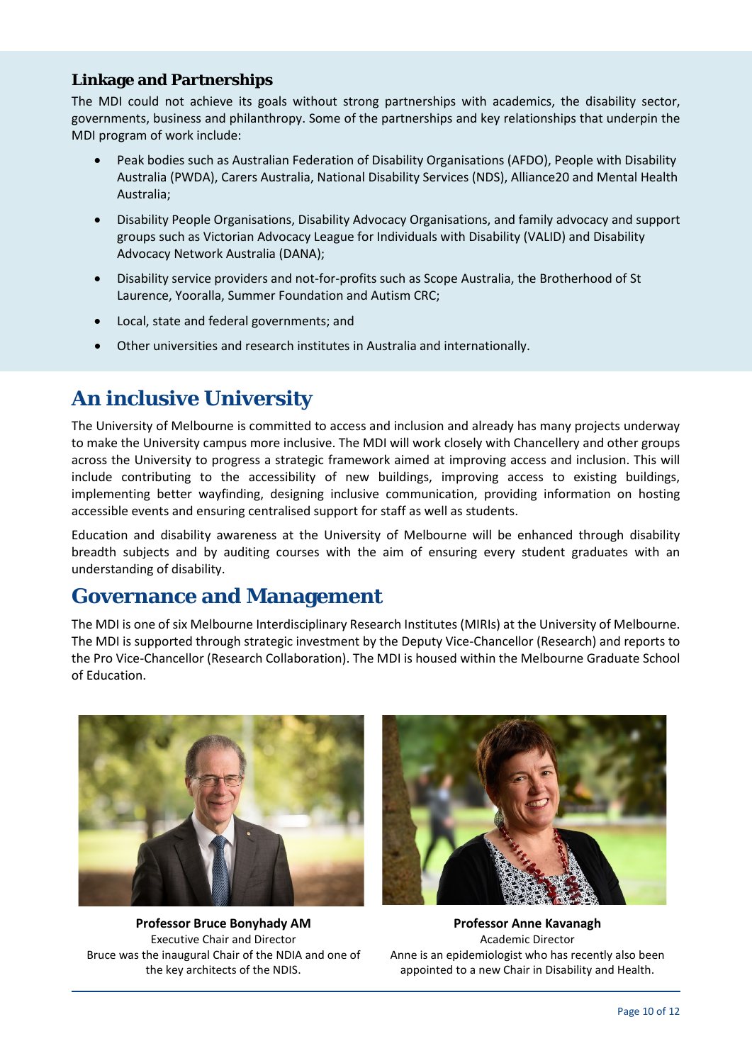### Linkage and Partnerships

The MDI could not achieve its goals without strong partnerships with academics, the disability sector, governments, business and philanthropy. Some of the partnerships and key relationships that underpin the MDI program of work include:

- Peak bodies such as Australian Federation of Disability Organisations (AFDO), People with Disability Australia (PWDA), Carers Australia, National Disability Services (NDS), Alliance20 and Mental Health Australia;
- Disability People Organisations, Disability Advocacy Organisations, and family advocacy and support groups such as Victorian Advocacy League for Individuals with Disability (VALID) and Disability Advocacy Network Australia (DANA);
- Disability service providers and not-for-profits such as Scope Australia, the Brotherhood of St Laurence, Yooralla, Summer Foundation and Autism CRC;
- Local, state and federal governments; and
- Other universities and research institutes in Australia and internationally.

## An inclusive University

The University of Melbourne is committed to access and inclusion and already has many projects underway to make the University campus more inclusive. The MDI will work closely with Chancellery and other groups across the University to progress a strategic framework aimed at improving access and inclusion. This will include contributing to the accessibility of new buildings, improving access to existing buildings, implementing better wayfinding, designing inclusive communication, providing information on hosting accessible events and ensuring centralised support for staff as well as students.

Education and disability awareness at the University of Melbourne will be enhanced through disability breadth subjects and by auditing courses with the aim of ensuring every student graduates with an understanding of disability.

## Governance and Management

The MDI is one of six Melbourne Interdisciplinary Research Institutes (MIRIs) at the University of Melbourne. The MDI is supported through strategic investment by the Deputy Vice-Chancellor (Research) and reports to the Pro Vice-Chancellor (Research Collaboration). The MDI is housed within the Melbourne Graduate School of Education.

**Professor Bruce Bonyhady AM**
Executive Chair and Director
Bruce was the inaugural Chair of the NDIA and one of the key architects of the NDIS.

**Professor Anne Kavanagh**
Academic Director
Anne is an epidemiologist who has recently also been appointed to a new Chair in Disability and Health.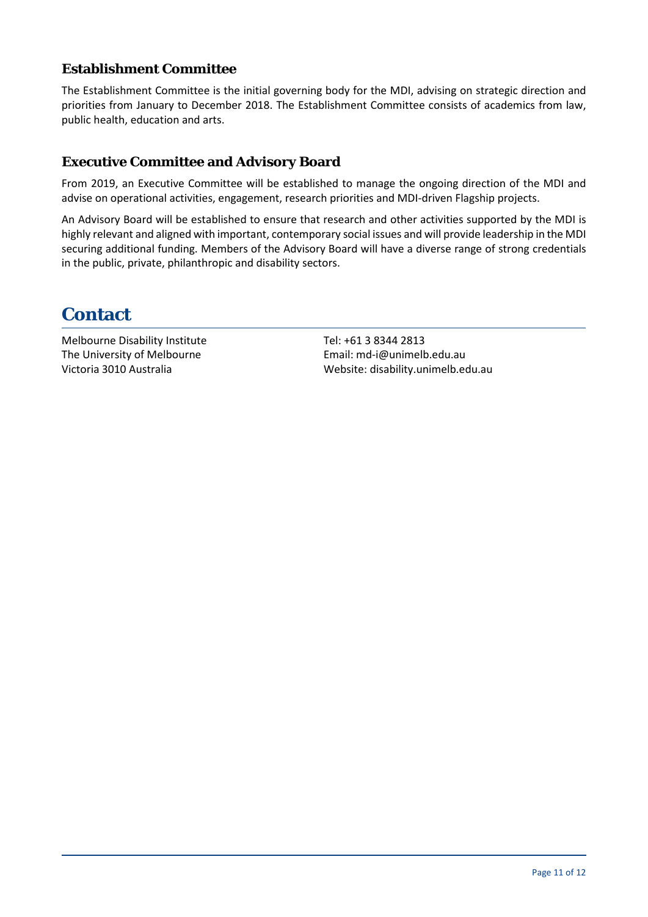### Establishment Committee

The Establishment Committee is the initial governing body for the MDI, advising on strategic direction and priorities from January to December 2018. The Establishment Committee consists of academics from law, public health, education and arts.

### Executive Committee and Advisory Board

From 2019, an Executive Committee will be established to manage the ongoing direction of the MDI and advise on operational activities, engagement, research priorities and MDI-driven Flagship projects.

An Advisory Board will be established to ensure that research and other activities supported by the MDI is highly relevant and aligned with important, contemporary social issues and will provide leadership in the MDI securing additional funding. Members of the Advisory Board will have a diverse range of strong credentials in the public, private, philanthropic and disability sectors.

## Contact

Melbourne Disability Institute
The University of Melbourne
Victoria 3010 Australia

Tel: +61 3 8344 2813
Email: md-i@unimelb.edu.au
Website: disability.unimelb.edu.au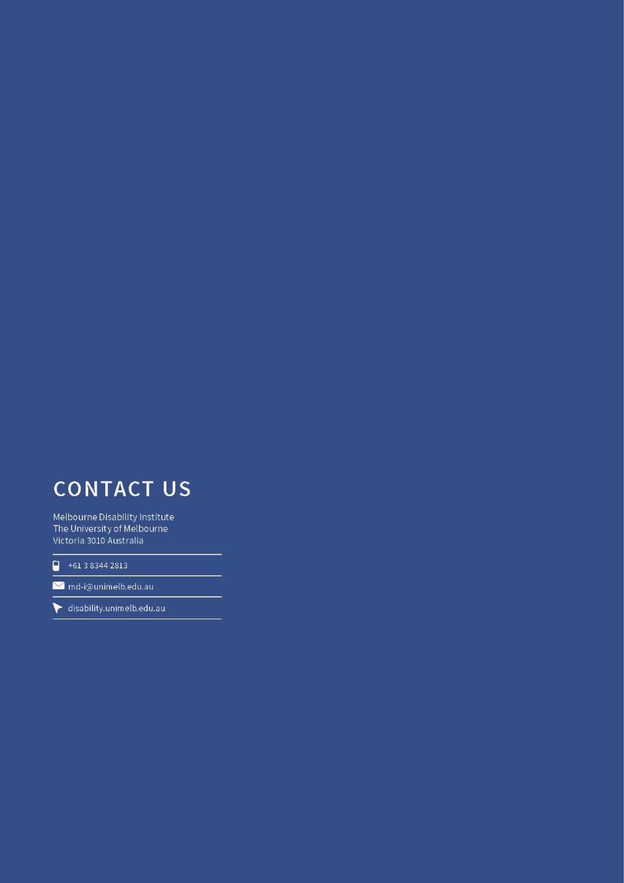# CONTACT US

Melbourne Disability Institute
The University of Melbourne
Victoria 3010 Australia

+61 3 8344 2813

md-i@unimelb.edu.au

disability.unimelb.edu.au